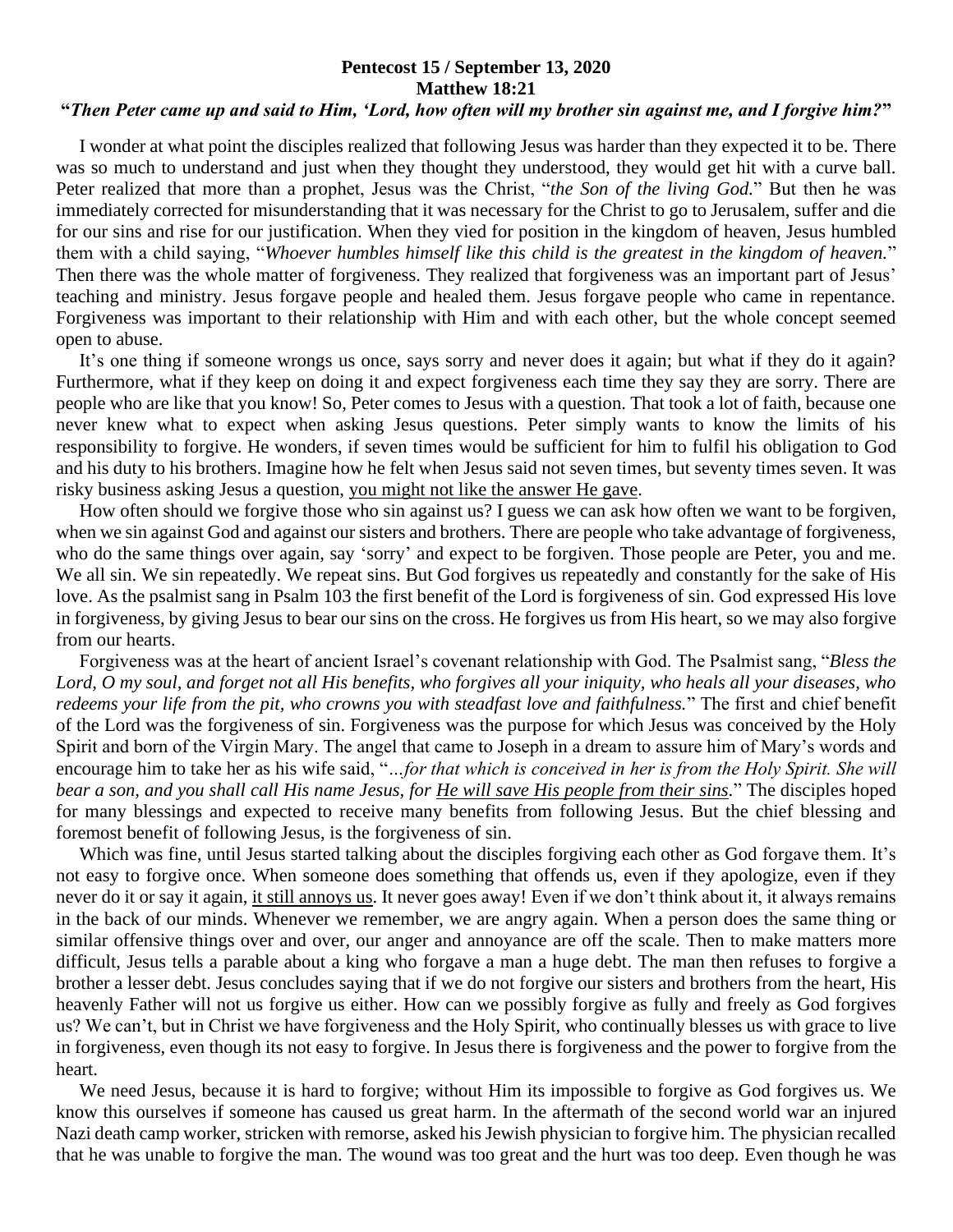**Pentecost 15 / September 13, 2020**
**Matthew 18:21**
**"*Then Peter came up and said to Him, 'Lord, how often will my brother sin against me, and I forgive him?*"**

I wonder at what point the disciples realized that following Jesus was harder than they expected it to be. There was so much to understand and just when they thought they understood, they would get hit with a curve ball. Peter realized that more than a prophet, Jesus was the Christ, "*the Son of the living God.*" But then he was immediately corrected for misunderstanding that it was necessary for the Christ to go to Jerusalem, suffer and die for our sins and rise for our justification. When they vied for position in the kingdom of heaven, Jesus humbled them with a child saying, "*Whoever humbles himself like this child is the greatest in the kingdom of heaven.*" Then there was the whole matter of forgiveness. They realized that forgiveness was an important part of Jesus' teaching and ministry. Jesus forgave people and healed them. Jesus forgave people who came in repentance. Forgiveness was important to their relationship with Him and with each other, but the whole concept seemed open to abuse.

It's one thing if someone wrongs us once, says sorry and never does it again; but what if they do it again? Furthermore, what if they keep on doing it and expect forgiveness each time they say they are sorry. There are people who are like that you know! So, Peter comes to Jesus with a question. That took a lot of faith, because one never knew what to expect when asking Jesus questions. Peter simply wants to know the limits of his responsibility to forgive. He wonders, if seven times would be sufficient for him to fulfil his obligation to God and his duty to his brothers. Imagine how he felt when Jesus said not seven times, but seventy times seven. It was risky business asking Jesus a question, <u>you might not like the answer He gave</u>.

How often should we forgive those who sin against us? I guess we can ask how often we want to be forgiven, when we sin against God and against our sisters and brothers. There are people who take advantage of forgiveness, who do the same things over again, say 'sorry' and expect to be forgiven. Those people are Peter, you and me. We all sin. We sin repeatedly. We repeat sins. But God forgives us repeatedly and constantly for the sake of His love. As the psalmist sang in Psalm 103 the first benefit of the Lord is forgiveness of sin. God expressed His love in forgiveness, by giving Jesus to bear our sins on the cross. He forgives us from His heart, so we may also forgive from our hearts.

Forgiveness was at the heart of ancient Israel's covenant relationship with God. The Psalmist sang, "*Bless the Lord, O my soul, and forget not all His benefits, who forgives all your iniquity, who heals all your diseases, who redeems your life from the pit, who crowns you with steadfast love and faithfulness.*" The first and chief benefit of the Lord was the forgiveness of sin. Forgiveness was the purpose for which Jesus was conceived by the Holy Spirit and born of the Virgin Mary. The angel that came to Joseph in a dream to assure him of Mary's words and encourage him to take her as his wife said, "*…for that which is conceived in her is from the Holy Spirit. She will bear a son, and you shall call His name Jesus, for <u>He will save His people from their sins</u>.*" The disciples hoped for many blessings and expected to receive many benefits from following Jesus. But the chief blessing and foremost benefit of following Jesus, is the forgiveness of sin.

Which was fine, until Jesus started talking about the disciples forgiving each other as God forgave them. It's not easy to forgive once. When someone does something that offends us, even if they apologize, even if they never do it or say it again, <u>it still annoys us</u>. It never goes away! Even if we don't think about it, it always remains in the back of our minds. Whenever we remember, we are angry again. When a person does the same thing or similar offensive things over and over, our anger and annoyance are off the scale. Then to make matters more difficult, Jesus tells a parable about a king who forgave a man a huge debt. The man then refuses to forgive a brother a lesser debt. Jesus concludes saying that if we do not forgive our sisters and brothers from the heart, His heavenly Father will not us forgive us either. How can we possibly forgive as fully and freely as God forgives us? We can't, but in Christ we have forgiveness and the Holy Spirit, who continually blesses us with grace to live in forgiveness, even though its not easy to forgive. In Jesus there is forgiveness and the power to forgive from the heart.

We need Jesus, because it is hard to forgive; without Him its impossible to forgive as God forgives us. We know this ourselves if someone has caused us great harm. In the aftermath of the second world war an injured Nazi death camp worker, stricken with remorse, asked his Jewish physician to forgive him. The physician recalled that he was unable to forgive the man. The wound was too great and the hurt was too deep. Even though he was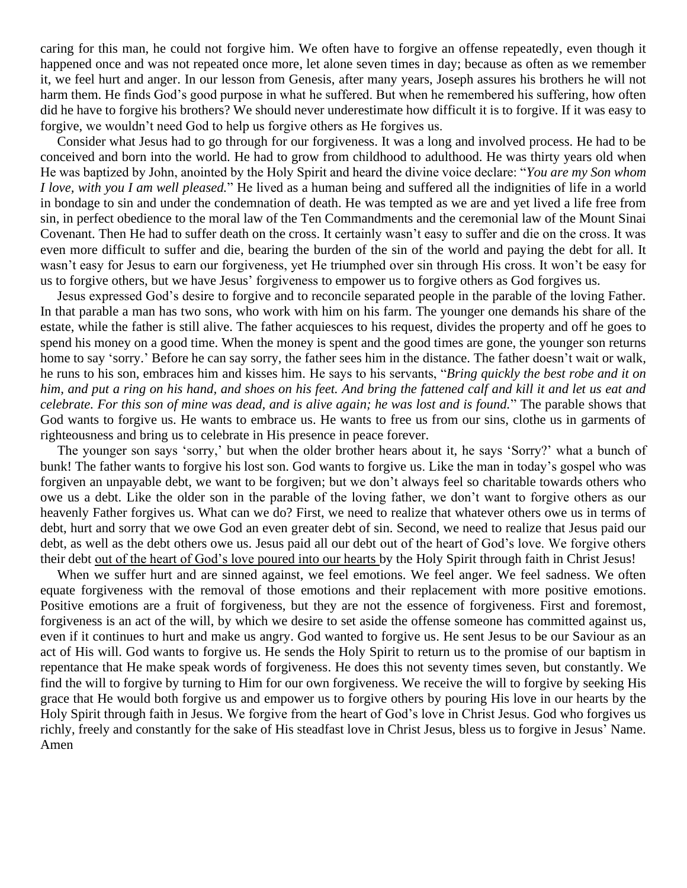caring for this man, he could not forgive him. We often have to forgive an offense repeatedly, even though it happened once and was not repeated once more, let alone seven times in day; because as often as we remember it, we feel hurt and anger. In our lesson from Genesis, after many years, Joseph assures his brothers he will not harm them. He finds God's good purpose in what he suffered. But when he remembered his suffering, how often did he have to forgive his brothers? We should never underestimate how difficult it is to forgive. If it was easy to forgive, we wouldn't need God to help us forgive others as He forgives us.

Consider what Jesus had to go through for our forgiveness. It was a long and involved process. He had to be conceived and born into the world. He had to grow from childhood to adulthood. He was thirty years old when He was baptized by John, anointed by the Holy Spirit and heard the divine voice declare: "*You are my Son whom I love, with you I am well pleased.*" He lived as a human being and suffered all the indignities of life in a world in bondage to sin and under the condemnation of death. He was tempted as we are and yet lived a life free from sin, in perfect obedience to the moral law of the Ten Commandments and the ceremonial law of the Mount Sinai Covenant. Then He had to suffer death on the cross. It certainly wasn't easy to suffer and die on the cross. It was even more difficult to suffer and die, bearing the burden of the sin of the world and paying the debt for all. It wasn't easy for Jesus to earn our forgiveness, yet He triumphed over sin through His cross. It won't be easy for us to forgive others, but we have Jesus' forgiveness to empower us to forgive others as God forgives us.

Jesus expressed God's desire to forgive and to reconcile separated people in the parable of the loving Father. In that parable a man has two sons, who work with him on his farm. The younger one demands his share of the estate, while the father is still alive. The father acquiesces to his request, divides the property and off he goes to spend his money on a good time. When the money is spent and the good times are gone, the younger son returns home to say 'sorry.' Before he can say sorry, the father sees him in the distance. The father doesn't wait or walk, he runs to his son, embraces him and kisses him. He says to his servants, "*Bring quickly the best robe and it on him, and put a ring on his hand, and shoes on his feet. And bring the fattened calf and kill it and let us eat and celebrate. For this son of mine was dead, and is alive again; he was lost and is found.*" The parable shows that God wants to forgive us. He wants to embrace us. He wants to free us from our sins, clothe us in garments of righteousness and bring us to celebrate in His presence in peace forever.

The younger son says 'sorry,' but when the older brother hears about it, he says 'Sorry?' what a bunch of bunk! The father wants to forgive his lost son. God wants to forgive us. Like the man in today's gospel who was forgiven an unpayable debt, we want to be forgiven; but we don't always feel so charitable towards others who owe us a debt. Like the older son in the parable of the loving father, we don't want to forgive others as our heavenly Father forgives us. What can we do? First, we need to realize that whatever others owe us in terms of debt, hurt and sorry that we owe God an even greater debt of sin. Second, we need to realize that Jesus paid our debt, as well as the debt others owe us. Jesus paid all our debt out of the heart of God's love. We forgive others their debt <u>out of the heart of God's love poured into our hearts</u> by the Holy Spirit through faith in Christ Jesus!

When we suffer hurt and are sinned against, we feel emotions. We feel anger. We feel sadness. We often equate forgiveness with the removal of those emotions and their replacement with more positive emotions. Positive emotions are a fruit of forgiveness, but they are not the essence of forgiveness. First and foremost, forgiveness is an act of the will, by which we desire to set aside the offense someone has committed against us, even if it continues to hurt and make us angry. God wanted to forgive us. He sent Jesus to be our Saviour as an act of His will. God wants to forgive us. He sends the Holy Spirit to return us to the promise of our baptism in repentance that He make speak words of forgiveness. He does this not seventy times seven, but constantly. We find the will to forgive by turning to Him for our own forgiveness. We receive the will to forgive by seeking His grace that He would both forgive us and empower us to forgive others by pouring His love in our hearts by the Holy Spirit through faith in Jesus. We forgive from the heart of God's love in Christ Jesus. God who forgives us richly, freely and constantly for the sake of His steadfast love in Christ Jesus, bless us to forgive in Jesus' Name. Amen